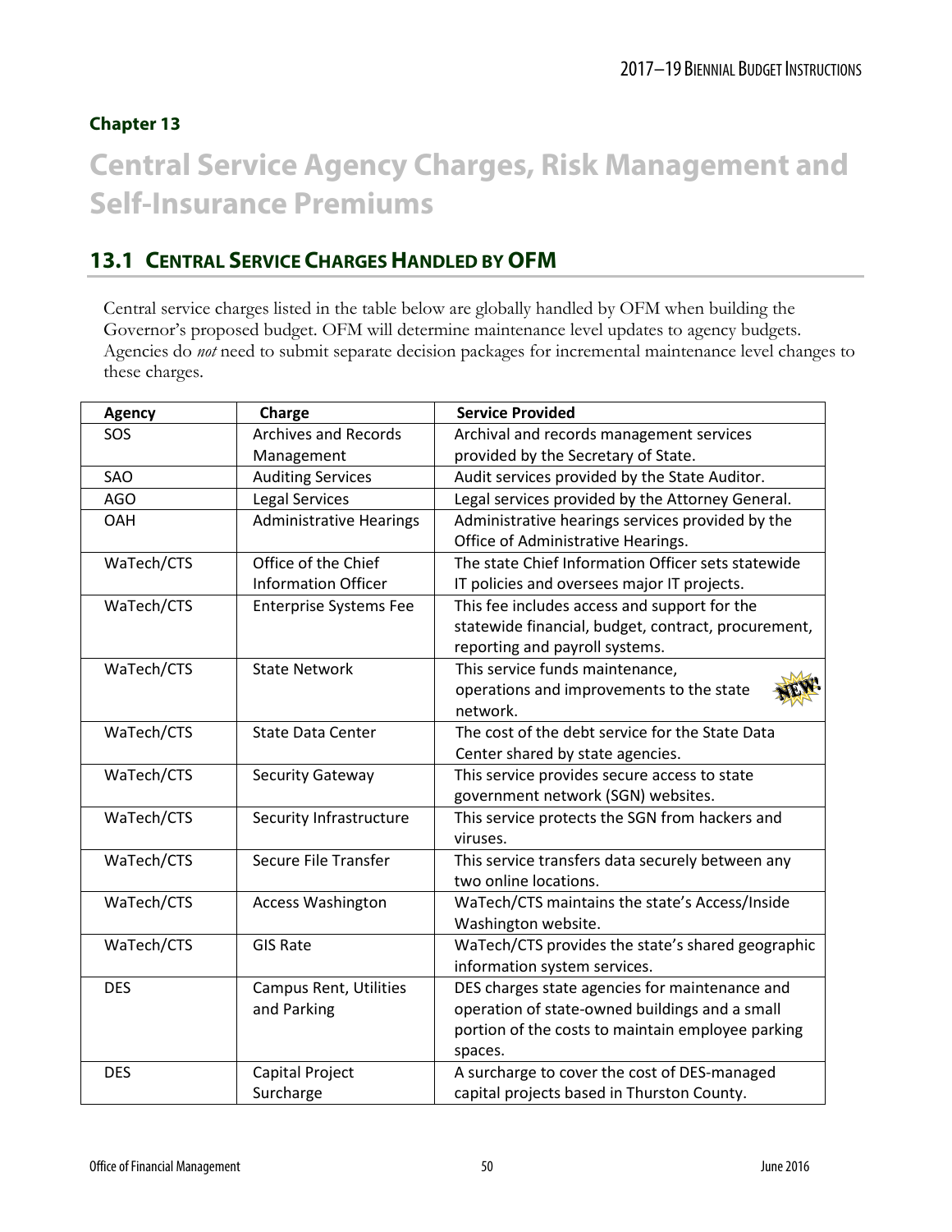## Chapter 13

# Central Service Agency Charges, Risk Management and Self-Insurance Premiums

## 13.1 Central Service Charges Handled by OFM

Central service charges listed in the table below are globally handled by OFM when building the Governor's proposed budget. OFM will determine maintenance level updates to agency budgets. Agencies do *not* need to submit separate decision packages for incremental maintenance level changes to these charges.

| Agency | Charge | Service Provided |
|---|---|---|
| SOS | Archives and Records Management | Archival and records management services provided by the Secretary of State. |
| SAO | Auditing Services | Audit services provided by the State Auditor. |
| AGO | Legal Services | Legal services provided by the Attorney General. |
| OAH | Administrative Hearings | Administrative hearings services provided by the Office of Administrative Hearings. |
| WaTech/CTS | Office of the Chief Information Officer | The state Chief Information Officer sets statewide IT policies and oversees major IT projects. |
| WaTech/CTS | Enterprise Systems Fee | This fee includes access and support for the statewide financial, budget, contract, procurement, reporting and payroll systems. |
| WaTech/CTS | State Network | This service funds maintenance, operations and improvements to the state network. NEW! |
| WaTech/CTS | State Data Center | The cost of the debt service for the State Data Center shared by state agencies. |
| WaTech/CTS | Security Gateway | This service provides secure access to state government network (SGN) websites. |
| WaTech/CTS | Security Infrastructure | This service protects the SGN from hackers and viruses. |
| WaTech/CTS | Secure File Transfer | This service transfers data securely between any two online locations. |
| WaTech/CTS | Access Washington | WaTech/CTS maintains the state's Access/Inside Washington website. |
| WaTech/CTS | GIS Rate | WaTech/CTS provides the state's shared geographic information system services. |
| DES | Campus Rent, Utilities and Parking | DES charges state agencies for maintenance and operation of state-owned buildings and a small portion of the costs to maintain employee parking spaces. |
| DES | Capital Project Surcharge | A surcharge to cover the cost of DES-managed capital projects based in Thurston County. |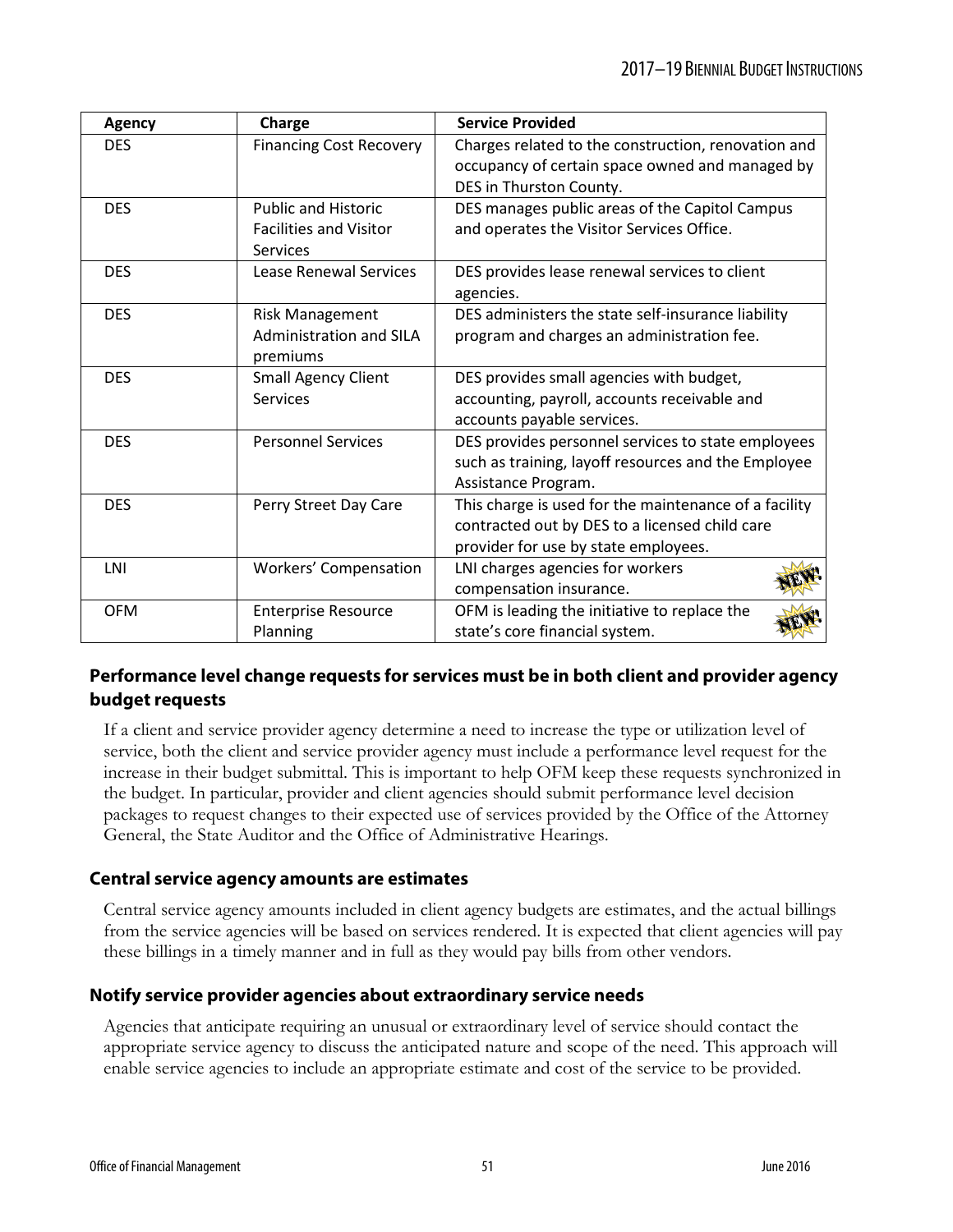| Agency | Charge | Service Provided |
|---|---|---|
| DES | Financing Cost Recovery | Charges related to the construction, renovation and occupancy of certain space owned and managed by DES in Thurston County. |
| DES | Public and Historic Facilities and Visitor Services | DES manages public areas of the Capitol Campus and operates the Visitor Services Office. |
| DES | Lease Renewal Services | DES provides lease renewal services to client agencies. |
| DES | Risk Management Administration and SILA premiums | DES administers the state self-insurance liability program and charges an administration fee. |
| DES | Small Agency Client Services | DES provides small agencies with budget, accounting, payroll, accounts receivable and accounts payable services. |
| DES | Personnel Services | DES provides personnel services to state employees such as training, layoff resources and the Employee Assistance Program. |
| DES | Perry Street Day Care | This charge is used for the maintenance of a facility contracted out by DES to a licensed child care provider for use by state employees. |
| LNI | Workers' Compensation | LNI charges agencies for workers compensation insurance. NEW! |
| OFM | Enterprise Resource Planning | OFM is leading the initiative to replace the state's core financial system. NEW! |

## Performance level change requests for services must be in both client and provider agency budget requests

If a client and service provider agency determine a need to increase the type or utilization level of service, both the client and service provider agency must include a performance level request for the increase in their budget submittal. This is important to help OFM keep these requests synchronized in the budget. In particular, provider and client agencies should submit performance level decision packages to request changes to their expected use of services provided by the Office of the Attorney General, the State Auditor and the Office of Administrative Hearings.

## Central service agency amounts are estimates

Central service agency amounts included in client agency budgets are estimates, and the actual billings from the service agencies will be based on services rendered. It is expected that client agencies will pay these billings in a timely manner and in full as they would pay bills from other vendors.

## Notify service provider agencies about extraordinary service needs

Agencies that anticipate requiring an unusual or extraordinary level of service should contact the appropriate service agency to discuss the anticipated nature and scope of the need. This approach will enable service agencies to include an appropriate estimate and cost of the service to be provided.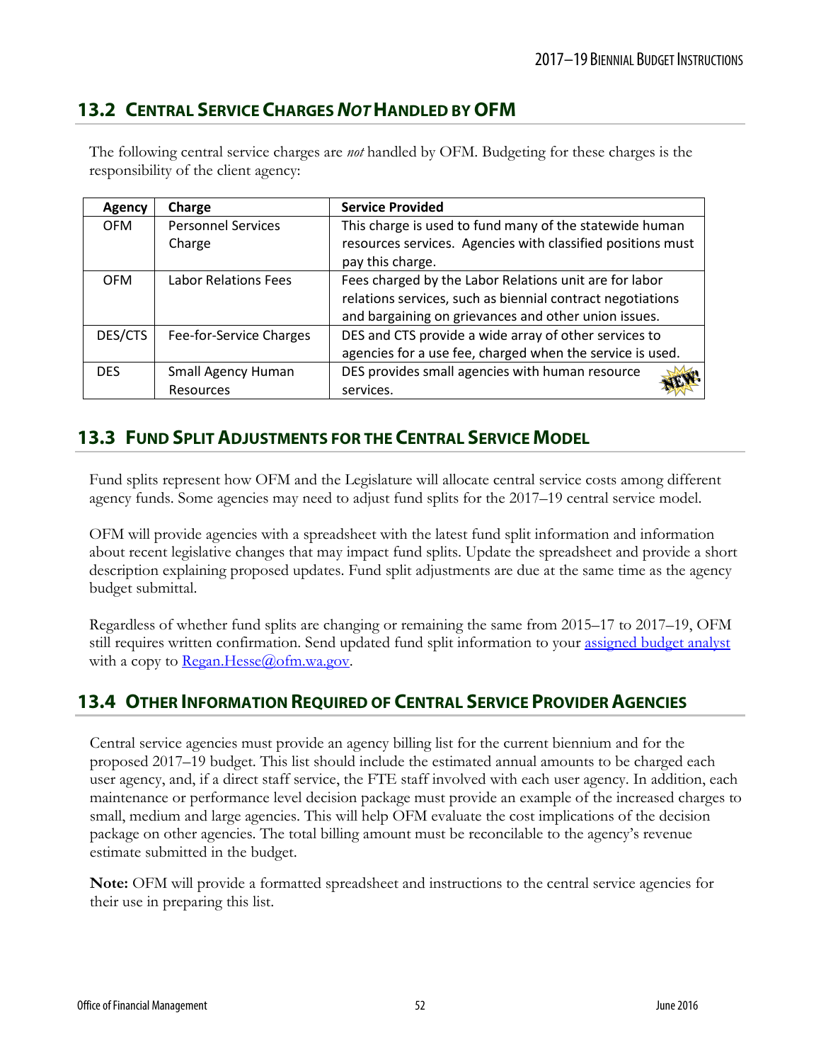## 13.2 CENTRAL SERVICE CHARGES *NOT* HANDLED BY OFM

The following central service charges are *not* handled by OFM. Budgeting for these charges is the responsibility of the client agency:

| Agency | Charge | Service Provided |
|---|---|---|
| OFM | Personnel Services Charge | This charge is used to fund many of the statewide human resources services. Agencies with classified positions must pay this charge. |
| OFM | Labor Relations Fees | Fees charged by the Labor Relations unit are for labor relations services, such as biennial contract negotiations and bargaining on grievances and other union issues. |
| DES/CTS | Fee-for-Service Charges | DES and CTS provide a wide array of other services to agencies for a use fee, charged when the service is used. |
| DES | Small Agency Human Resources | DES provides small agencies with human resource services. NEW! |

## 13.3 FUND SPLIT ADJUSTMENTS FOR THE CENTRAL SERVICE MODEL

Fund splits represent how OFM and the Legislature will allocate central service costs among different agency funds. Some agencies may need to adjust fund splits for the 2017–19 central service model.

OFM will provide agencies with a spreadsheet with the latest fund split information and information about recent legislative changes that may impact fund splits. Update the spreadsheet and provide a short description explaining proposed updates. Fund split adjustments are due at the same time as the agency budget submittal.

Regardless of whether fund splits are changing or remaining the same from 2015–17 to 2017–19, OFM still requires written confirmation. Send updated fund split information to your assigned budget analyst with a copy to Regan.Hesse@ofm.wa.gov.

## 13.4 OTHER INFORMATION REQUIRED OF CENTRAL SERVICE PROVIDER AGENCIES

Central service agencies must provide an agency billing list for the current biennium and for the proposed 2017–19 budget. This list should include the estimated annual amounts to be charged each user agency, and, if a direct staff service, the FTE staff involved with each user agency. In addition, each maintenance or performance level decision package must provide an example of the increased charges to small, medium and large agencies. This will help OFM evaluate the cost implications of the decision package on other agencies. The total billing amount must be reconcilable to the agency's revenue estimate submitted in the budget.

**Note:** OFM will provide a formatted spreadsheet and instructions to the central service agencies for their use in preparing this list.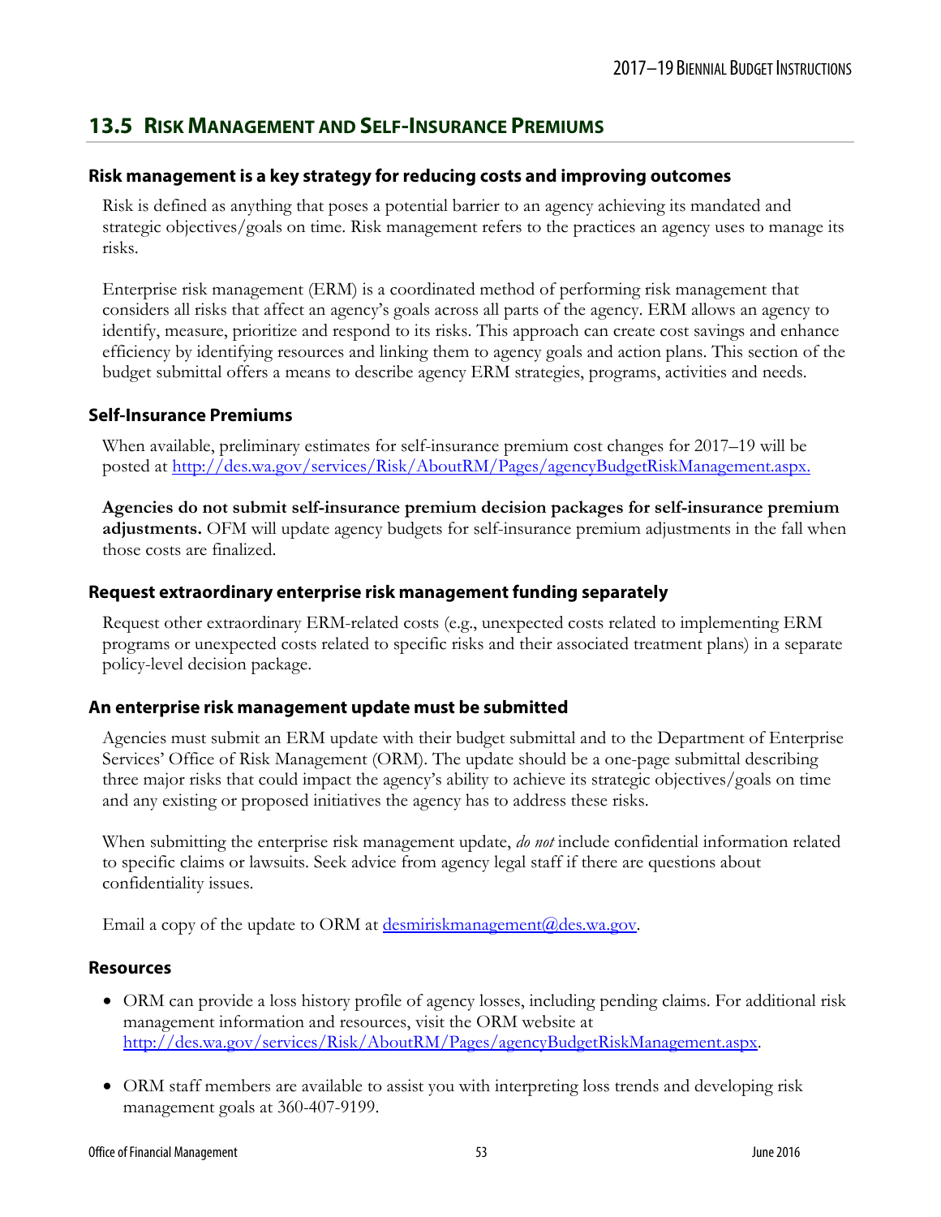## 13.5 Risk Management and Self-Insurance Premiums

### Risk management is a key strategy for reducing costs and improving outcomes

Risk is defined as anything that poses a potential barrier to an agency achieving its mandated and strategic objectives/goals on time. Risk management refers to the practices an agency uses to manage its risks.

Enterprise risk management (ERM) is a coordinated method of performing risk management that considers all risks that affect an agency's goals across all parts of the agency. ERM allows an agency to identify, measure, prioritize and respond to its risks. This approach can create cost savings and enhance efficiency by identifying resources and linking them to agency goals and action plans. This section of the budget submittal offers a means to describe agency ERM strategies, programs, activities and needs.

### Self-Insurance Premiums

When available, preliminary estimates for self-insurance premium cost changes for 2017–19 will be posted at http://des.wa.gov/services/Risk/AboutRM/Pages/agencyBudgetRiskManagement.aspx.

**Agencies do not submit self-insurance premium decision packages for self-insurance premium adjustments.** OFM will update agency budgets for self-insurance premium adjustments in the fall when those costs are finalized.

### Request extraordinary enterprise risk management funding separately

Request other extraordinary ERM-related costs (e.g., unexpected costs related to implementing ERM programs or unexpected costs related to specific risks and their associated treatment plans) in a separate policy-level decision package.

### An enterprise risk management update must be submitted

Agencies must submit an ERM update with their budget submittal and to the Department of Enterprise Services' Office of Risk Management (ORM). The update should be a one-page submittal describing three major risks that could impact the agency's ability to achieve its strategic objectives/goals on time and any existing or proposed initiatives the agency has to address these risks.

When submitting the enterprise risk management update, *do not* include confidential information related to specific claims or lawsuits. Seek advice from agency legal staff if there are questions about confidentiality issues.

Email a copy of the update to ORM at desmiriskmanagement@des.wa.gov.

### Resources

- ORM can provide a loss history profile of agency losses, including pending claims. For additional risk management information and resources, visit the ORM website at http://des.wa.gov/services/Risk/AboutRM/Pages/agencyBudgetRiskManagement.aspx.
- ORM staff members are available to assist you with interpreting loss trends and developing risk management goals at 360-407-9199.